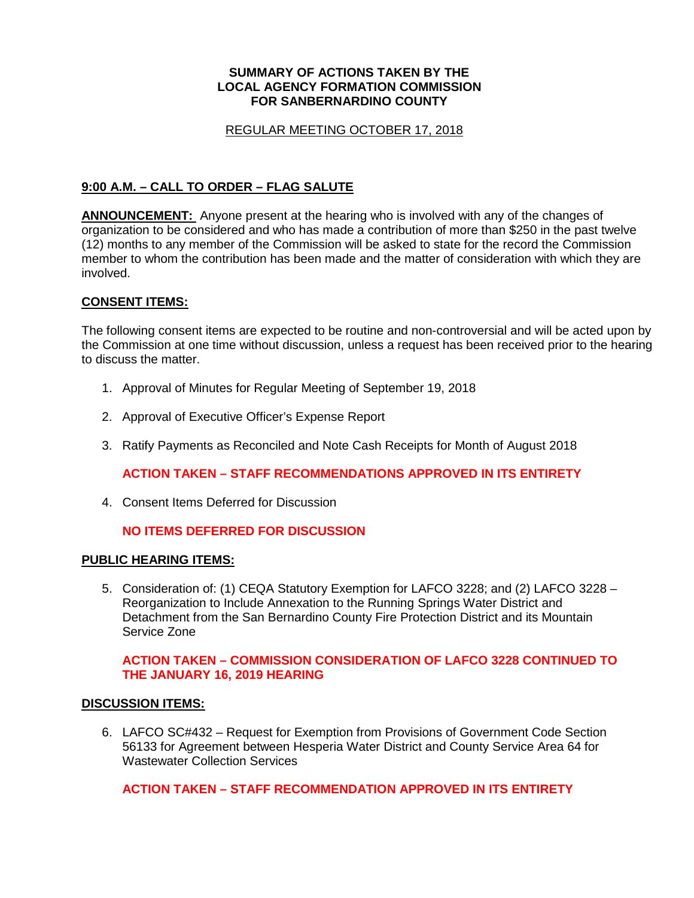**SUMMARY OF ACTIONS TAKEN BY THE LOCAL AGENCY FORMATION COMMISSION FOR SANBERNARDINO COUNTY**

REGULAR MEETING OCTOBER 17, 2018

## 9:00 A.M. – CALL TO ORDER – FLAG SALUTE

**ANNOUNCEMENT:** Anyone present at the hearing who is involved with any of the changes of organization to be considered and who has made a contribution of more than $250 in the past twelve (12) months to any member of the Commission will be asked to state for the record the Commission member to whom the contribution has been made and the matter of consideration with which they are involved.

## CONSENT ITEMS:

The following consent items are expected to be routine and non-controversial and will be acted upon by the Commission at one time without discussion, unless a request has been received prior to the hearing to discuss the matter.

1. Approval of Minutes for Regular Meeting of September 19, 2018
2. Approval of Executive Officer's Expense Report
3. Ratify Payments as Reconciled and Note Cash Receipts for Month of August 2018

   **ACTION TAKEN – STAFF RECOMMENDATIONS APPROVED IN ITS ENTIRETY**

4. Consent Items Deferred for Discussion

   **NO ITEMS DEFERRED FOR DISCUSSION**

## PUBLIC HEARING ITEMS:

5. Consideration of: (1) CEQA Statutory Exemption for LAFCO 3228; and (2) LAFCO 3228 – Reorganization to Include Annexation to the Running Springs Water District and Detachment from the San Bernardino County Fire Protection District and its Mountain Service Zone

   **ACTION TAKEN – COMMISSION CONSIDERATION OF LAFCO 3228 CONTINUED TO THE JANUARY 16, 2019 HEARING**

## DISCUSSION ITEMS:

6. LAFCO SC#432 – Request for Exemption from Provisions of Government Code Section 56133 for Agreement between Hesperia Water District and County Service Area 64 for Wastewater Collection Services

   **ACTION TAKEN – STAFF RECOMMENDATION APPROVED IN ITS ENTIRETY**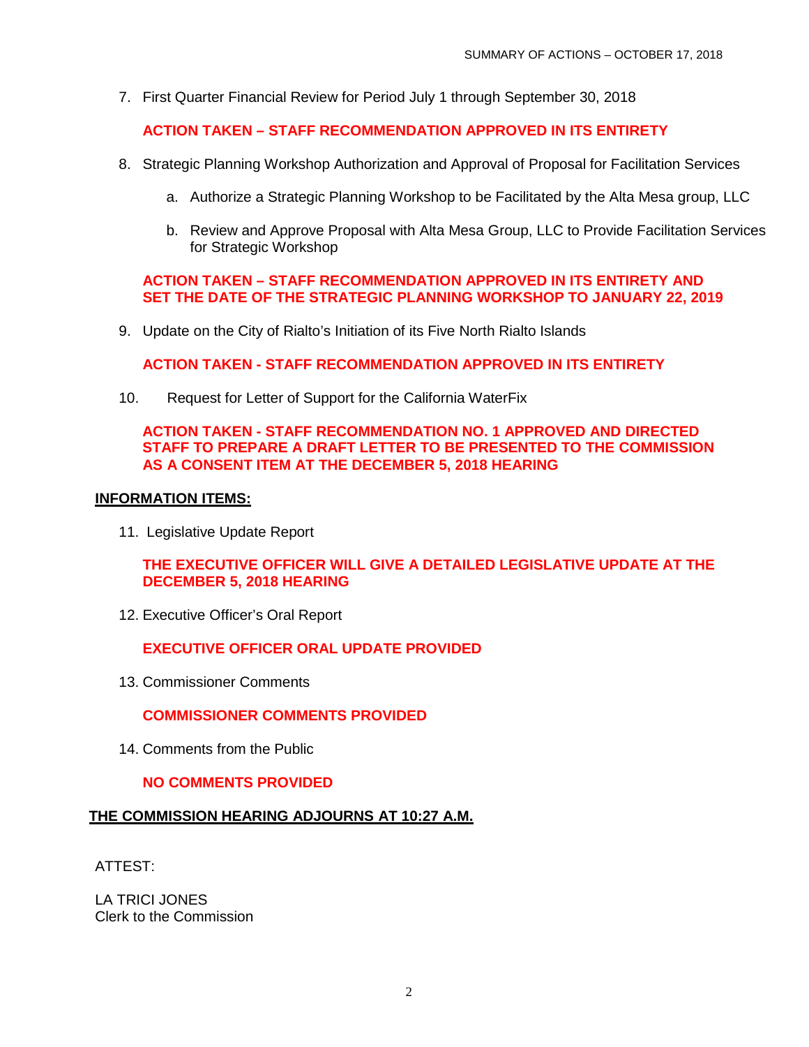7. First Quarter Financial Review for Period July 1 through September 30, 2018

   **ACTION TAKEN – STAFF RECOMMENDATION APPROVED IN ITS ENTIRETY**

8. Strategic Planning Workshop Authorization and Approval of Proposal for Facilitation Services

   a. Authorize a Strategic Planning Workshop to be Facilitated by the Alta Mesa group, LLC

   b. Review and Approve Proposal with Alta Mesa Group, LLC to Provide Facilitation Services for Strategic Workshop

   **ACTION TAKEN – STAFF RECOMMENDATION APPROVED IN ITS ENTIRETY AND SET THE DATE OF THE STRATEGIC PLANNING WORKSHOP TO JANUARY 22, 2019**

9. Update on the City of Rialto's Initiation of its Five North Rialto Islands

   **ACTION TAKEN - STAFF RECOMMENDATION APPROVED IN ITS ENTIRETY**

10. Request for Letter of Support for the California WaterFix

    **ACTION TAKEN - STAFF RECOMMENDATION NO. 1 APPROVED AND DIRECTED STAFF TO PREPARE A DRAFT LETTER TO BE PRESENTED TO THE COMMISSION AS A CONSENT ITEM AT THE DECEMBER 5, 2018 HEARING**

**INFORMATION ITEMS:**

11. Legislative Update Report

    **THE EXECUTIVE OFFICER WILL GIVE A DETAILED LEGISLATIVE UPDATE AT THE DECEMBER 5, 2018 HEARING**

12. Executive Officer's Oral Report

    **EXECUTIVE OFFICER ORAL UPDATE PROVIDED**

13. Commissioner Comments

    **COMMISSIONER COMMENTS PROVIDED**

14. Comments from the Public

    **NO COMMENTS PROVIDED**

**THE COMMISSION HEARING ADJOURNS AT 10:27 A.M.**

ATTEST:

LA TRICI JONES
Clerk to the Commission